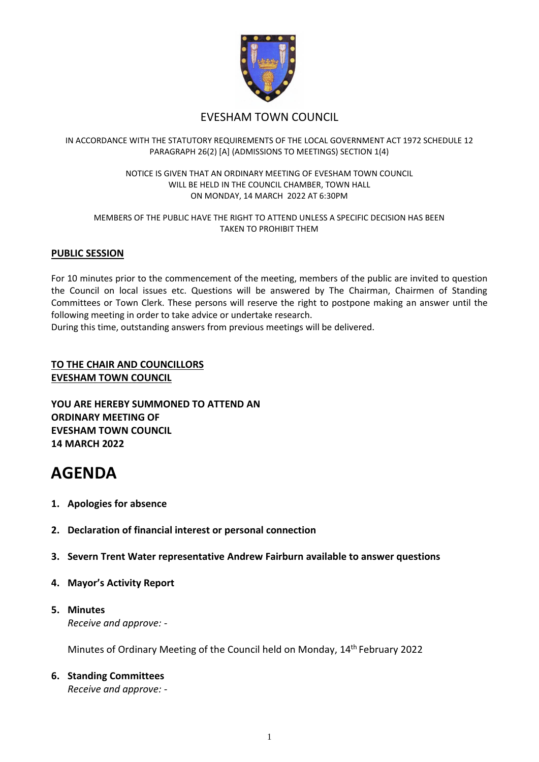# EVESHAM TOWN COUNCIL

IN ACCORDANCE WITH THE STATUTORY REQUIREMENTS OF THE LOCAL GOVERNMENT ACT 1972 SCHEDULE 12 PARAGRAPH 26(2) [A] (ADMISSIONS TO MEETINGS) SECTION 1(4)

NOTICE IS GIVEN THAT AN ORDINARY MEETING OF EVESHAM TOWN COUNCIL
WILL BE HELD IN THE COUNCIL CHAMBER, TOWN HALL
ON MONDAY, 14 MARCH 2022 AT 6:30PM

MEMBERS OF THE PUBLIC HAVE THE RIGHT TO ATTEND UNLESS A SPECIFIC DECISION HAS BEEN TAKEN TO PROHIBIT THEM

**PUBLIC SESSION**

For 10 minutes prior to the commencement of the meeting, members of the public are invited to question the Council on local issues etc. Questions will be answered by The Chairman, Chairmen of Standing Committees or Town Clerk. These persons will reserve the right to postpone making an answer until the following meeting in order to take advice or undertake research.
During this time, outstanding answers from previous meetings will be delivered.

**TO THE CHAIR AND COUNCILLORS**
**EVESHAM TOWN COUNCIL**

**YOU ARE HEREBY SUMMONED TO ATTEND AN**
**ORDINARY MEETING OF**
**EVESHAM TOWN COUNCIL**
**14 MARCH 2022**

# AGENDA

1. **Apologies for absence**

2. **Declaration of financial interest or personal connection**

3. **Severn Trent Water representative Andrew Fairburn available to answer questions**

4. **Mayor's Activity Report**

5. **Minutes**
   *Receive and approve: -*

   Minutes of Ordinary Meeting of the Council held on Monday, 14th February 2022

6. **Standing Committees**
   *Receive and approve: -*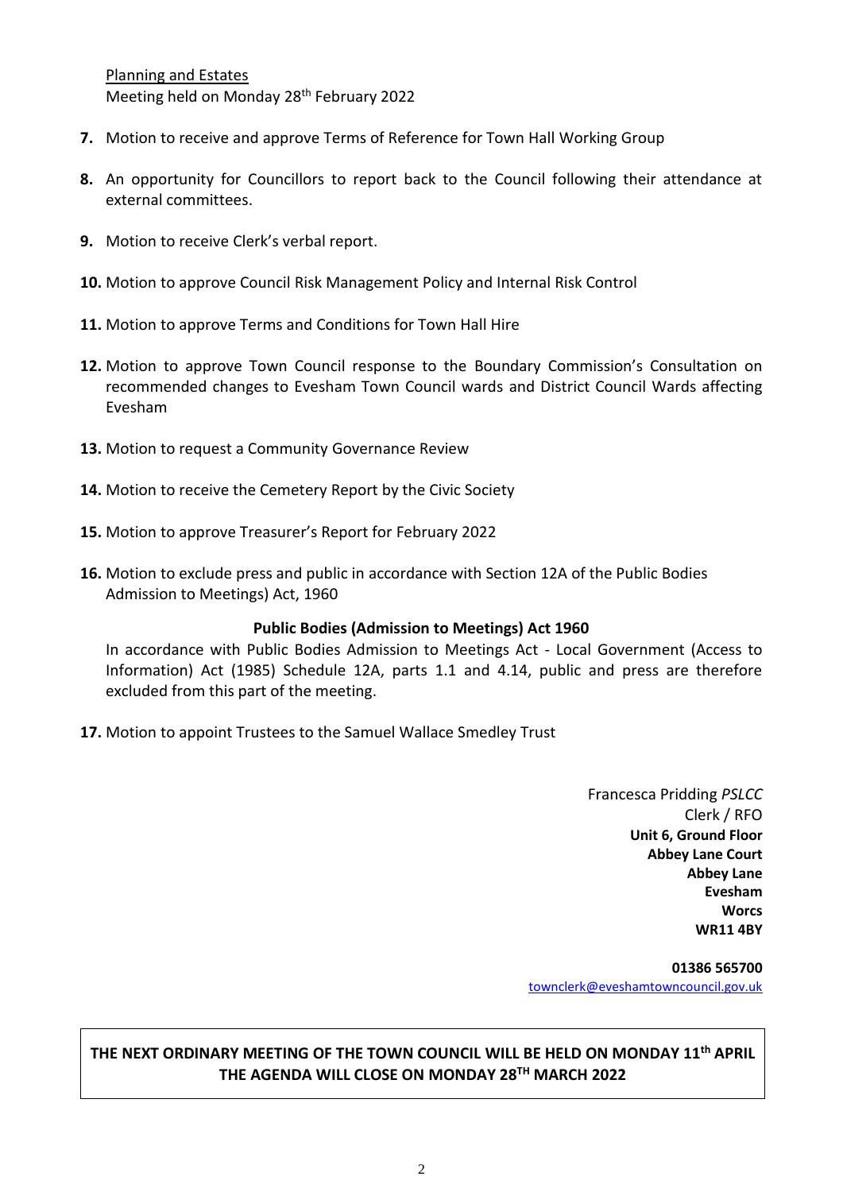Planning and Estates
Meeting held on Monday 28th February 2022

7. Motion to receive and approve Terms of Reference for Town Hall Working Group

8. An opportunity for Councillors to report back to the Council following their attendance at external committees.

9. Motion to receive Clerk's verbal report.

10. Motion to approve Council Risk Management Policy and Internal Risk Control

11. Motion to approve Terms and Conditions for Town Hall Hire

12. Motion to approve Town Council response to the Boundary Commission's Consultation on recommended changes to Evesham Town Council wards and District Council Wards affecting Evesham

13. Motion to request a Community Governance Review

14. Motion to receive the Cemetery Report by the Civic Society

15. Motion to approve Treasurer's Report for February 2022

16. Motion to exclude press and public in accordance with Section 12A of the Public Bodies Admission to Meetings) Act, 1960

**Public Bodies (Admission to Meetings) Act 1960**

In accordance with Public Bodies Admission to Meetings Act - Local Government (Access to Information) Act (1985) Schedule 12A, parts 1.1 and 4.14, public and press are therefore excluded from this part of the meeting.

17. Motion to appoint Trustees to the Samuel Wallace Smedley Trust

Francesca Pridding *PSLCC*
Clerk / RFO
**Unit 6, Ground Floor**
**Abbey Lane Court**
**Abbey Lane**
**Evesham**
**Worcs**
**WR11 4BY**

**01386 565700**
townclerk@eveshamtowncouncil.gov.uk

**THE NEXT ORDINARY MEETING OF THE TOWN COUNCIL WILL BE HELD ON MONDAY 11th APRIL THE AGENDA WILL CLOSE ON MONDAY 28TH MARCH 2022**